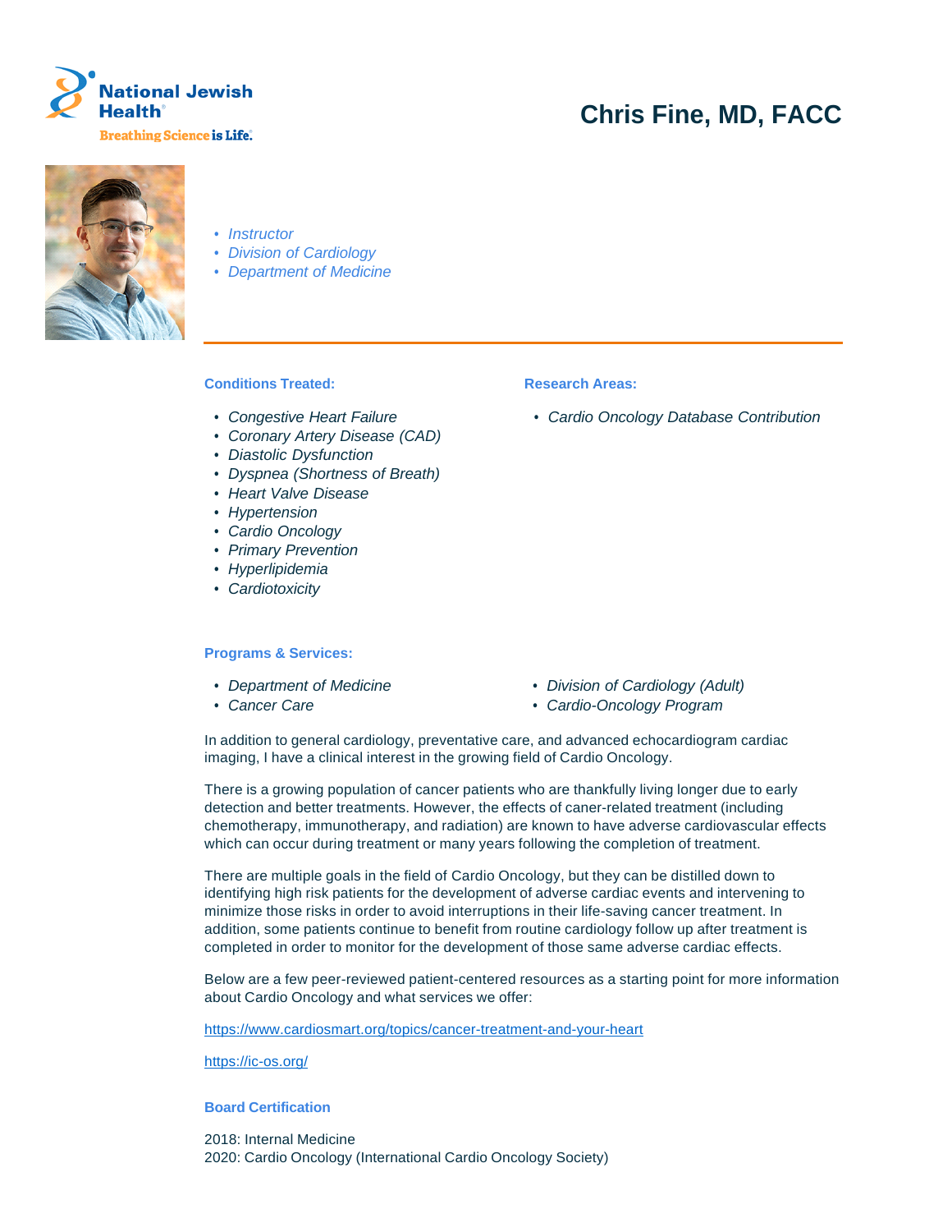# Chris Fine, MD, FACC

National Jewish Health
Breathing Science is Life.

- *Instructor*
- *Division of Cardiology*
- *Department of Medicine*

**Conditions Treated:**

- *Congestive Heart Failure*
- *Coronary Artery Disease (CAD)*
- *Diastolic Dysfunction*
- *Dyspnea (Shortness of Breath)*
- *Heart Valve Disease*
- *Hypertension*
- *Cardio Oncology*
- *Primary Prevention*
- *Hyperlipidemia*
- *Cardiotoxicity*

**Research Areas:**

- *Cardio Oncology Database Contribution*

**Programs & Services:**

- *Department of Medicine*
- *Cancer Care*
- *Division of Cardiology (Adult)*
- *Cardio-Oncology Program*

In addition to general cardiology, preventative care, and advanced echocardiogram cardiac imaging, I have a clinical interest in the growing field of Cardio Oncology.

There is a growing population of cancer patients who are thankfully living longer due to early detection and better treatments. However, the effects of caner-related treatment (including chemotherapy, immunotherapy, and radiation) are known to have adverse cardiovascular effects which can occur during treatment or many years following the completion of treatment.

There are multiple goals in the field of Cardio Oncology, but they can be distilled down to identifying high risk patients for the development of adverse cardiac events and intervening to minimize those risks in order to avoid interruptions in their life-saving cancer treatment. In addition, some patients continue to benefit from routine cardiology follow up after treatment is completed in order to monitor for the development of those same adverse cardiac effects.

Below are a few peer-reviewed patient-centered resources as a starting point for more information about Cardio Oncology and what services we offer:

https://www.cardiosmart.org/topics/cancer-treatment-and-your-heart

https://ic-os.org/

**Board Certification**

2018: Internal Medicine
2020: Cardio Oncology (International Cardio Oncology Society)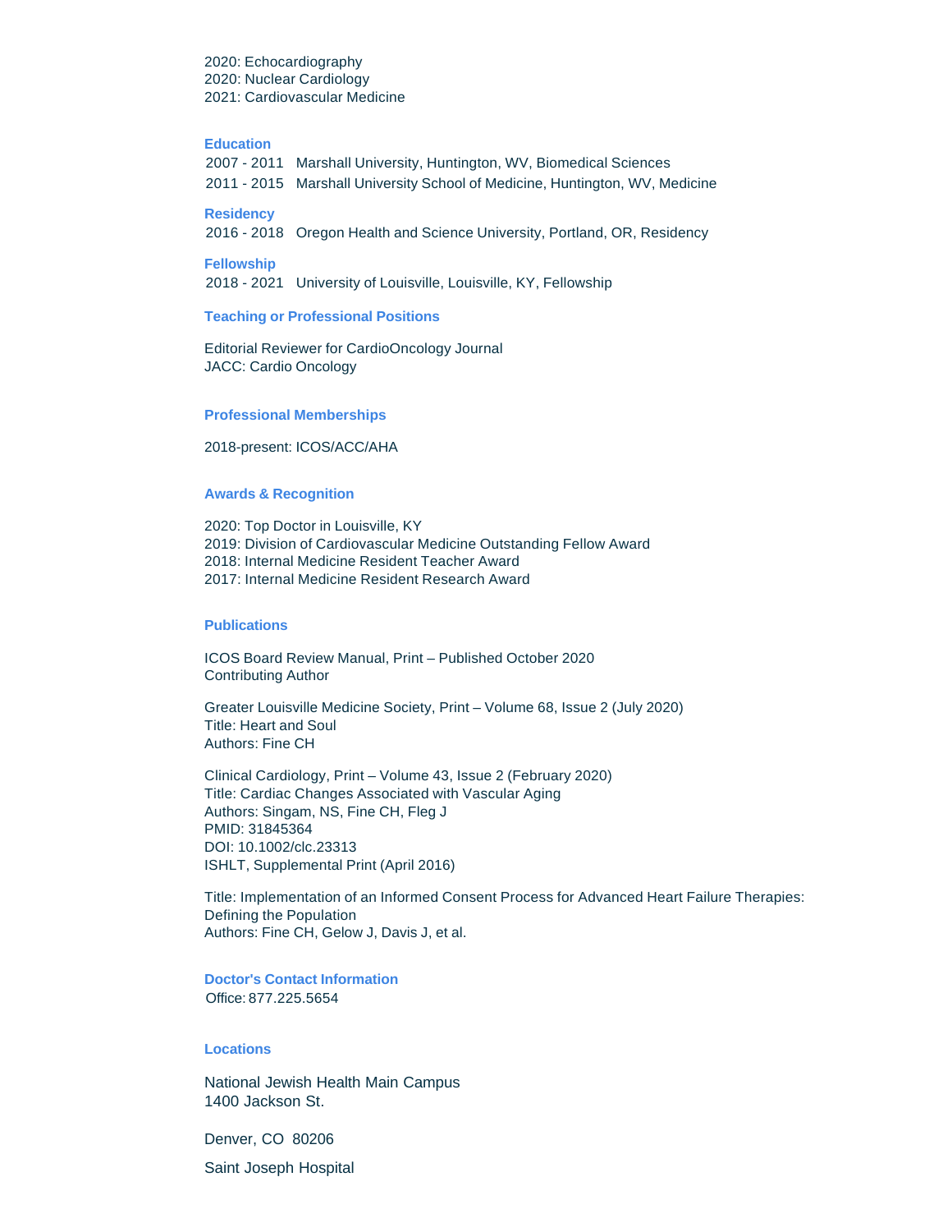2020: Echocardiography
2020: Nuclear Cardiology
2021: Cardiovascular Medicine

### Education

2007 - 2011 Marshall University, Huntington, WV, Biomedical Sciences
2011 - 2015 Marshall University School of Medicine, Huntington, WV, Medicine

### Residency

2016 - 2018 Oregon Health and Science University, Portland, OR, Residency

### Fellowship

2018 - 2021 University of Louisville, Louisville, KY, Fellowship

### Teaching or Professional Positions

Editorial Reviewer for CardioOncology Journal
JACC: Cardio Oncology

### Professional Memberships

2018-present: ICOS/ACC/AHA

### Awards & Recognition

2020: Top Doctor in Louisville, KY
2019: Division of Cardiovascular Medicine Outstanding Fellow Award
2018: Internal Medicine Resident Teacher Award
2017: Internal Medicine Resident Research Award

### Publications

ICOS Board Review Manual, Print – Published October 2020
Contributing Author

Greater Louisville Medicine Society, Print – Volume 68, Issue 2 (July 2020)
Title: Heart and Soul
Authors: Fine CH

Clinical Cardiology, Print – Volume 43, Issue 2 (February 2020)
Title: Cardiac Changes Associated with Vascular Aging
Authors: Singam, NS, Fine CH, Fleg J
PMID: 31845364
DOI: 10.1002/clc.23313
ISHLT, Supplemental Print (April 2016)

Title: Implementation of an Informed Consent Process for Advanced Heart Failure Therapies: Defining the Population
Authors: Fine CH, Gelow J, Davis J, et al.

### Doctor's Contact Information

Office: 877.225.5654

### Locations

National Jewish Health Main Campus
1400 Jackson St.

Denver, CO 80206

Saint Joseph Hospital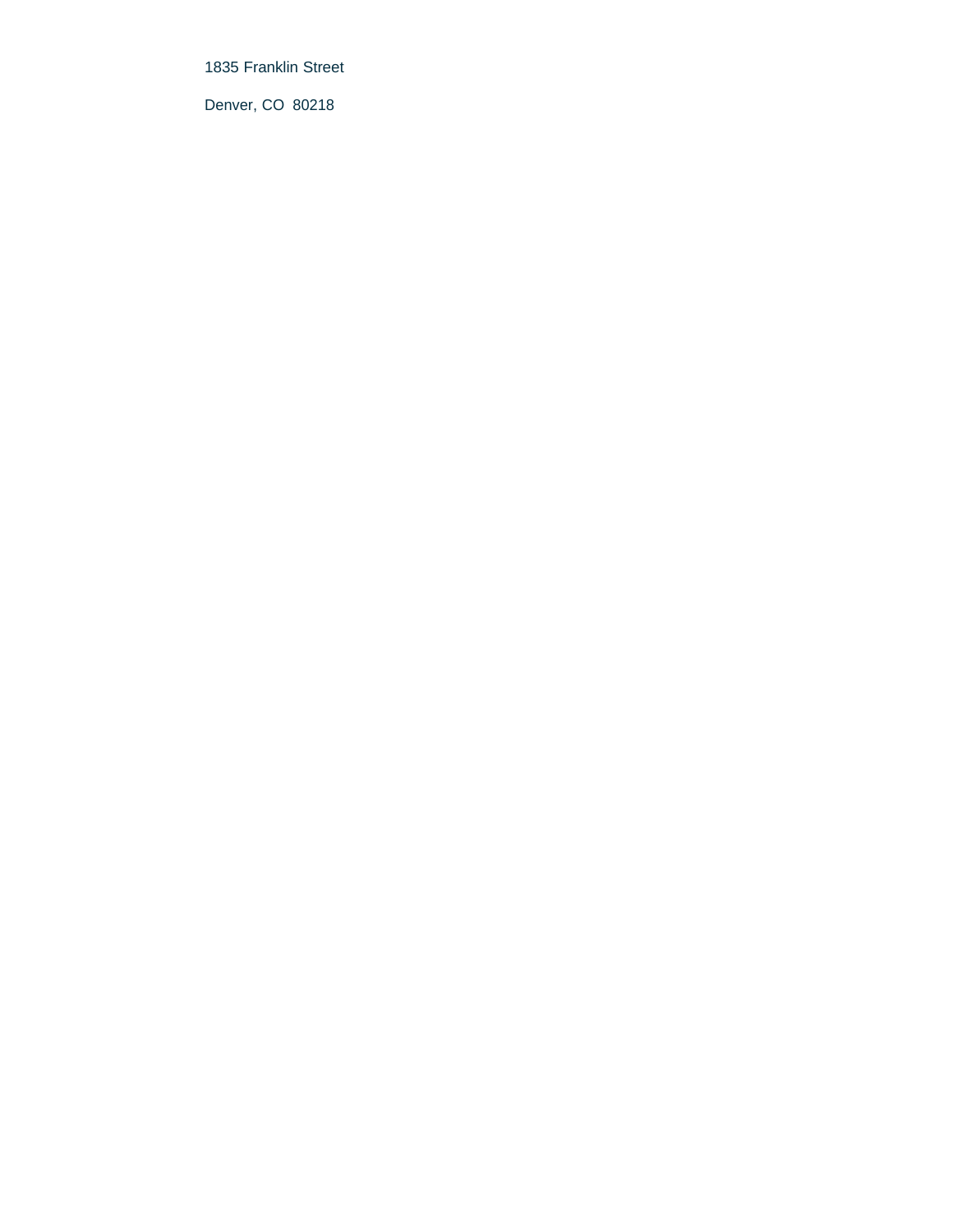1835 Franklin Street

Denver, CO  80218